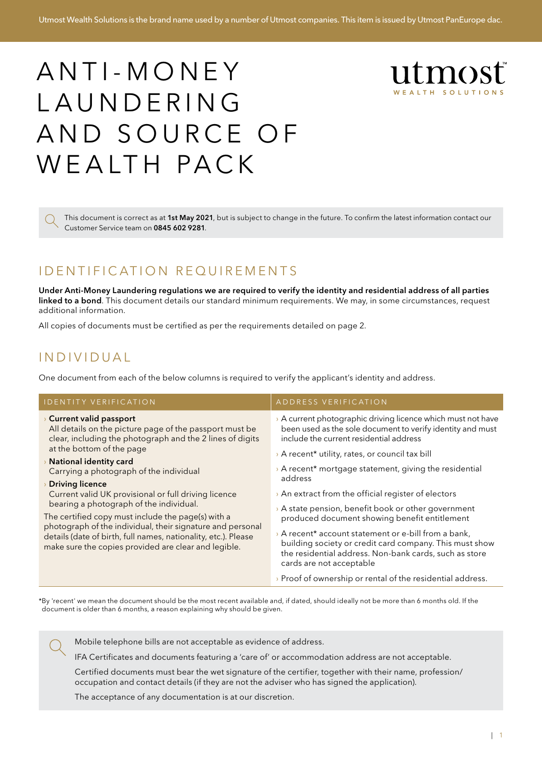Utmost Wealth Solutions is the brand name used by a number of Utmost companies. This item is issued by Utmost PanEurope dac.

# ANTI-MONEY LAUNDERING AND SOURCE OF WEALTH PACK

utmost™
WEALTH SOLUTIONS

This document is correct as at **1st May 2021**, but is subject to change in the future. To confirm the latest information contact our Customer Service team on **0845 602 9281**.

## IDENTIFICATION REQUIREMENTS

**Under Anti-Money Laundering regulations we are required to verify the identity and residential address of all parties linked to a bond**. This document details our standard minimum requirements. We may, in some circumstances, request additional information.

All copies of documents must be certified as per the requirements detailed on page 2.

## INDIVIDUAL

One document from each of the below columns is required to verify the applicant's identity and address.

| IDENTITY VERIFICATION | ADDRESS VERIFICATION |
|---|---|
| › **Current valid passport** All details on the picture page of the passport must be clear, including the photograph and the 2 lines of digits at the bottom of the page | › A current photographic driving licence which must not have been used as the sole document to verify identity and must include the current residential address |
| › **National identity card** Carrying a photograph of the individual | › A recent* utility, rates, or council tax bill |
| › **Driving licence** Current valid UK provisional or full driving licence bearing a photograph of the individual. | › A recent* mortgage statement, giving the residential address |
| The certified copy must include the page(s) with a photograph of the individual, their signature and personal details (date of birth, full names, nationality, etc.). Please make sure the copies provided are clear and legible. | › An extract from the official register of electors |
| | › A state pension, benefit book or other government produced document showing benefit entitlement |
| | › A recent* account statement or e-bill from a bank, building society or credit card company. This must show the residential address. Non-bank cards, such as store cards are not acceptable |
| | › Proof of ownership or rental of the residential address. |

*By 'recent' we mean the document should be the most recent available and, if dated, should ideally not be more than 6 months old. If the document is older than 6 months, a reason explaining why should be given.

Mobile telephone bills are not acceptable as evidence of address.

IFA Certificates and documents featuring a 'care of' or accommodation address are not acceptable.

Certified documents must bear the wet signature of the certifier, together with their name, profession/occupation and contact details (if they are not the adviser who has signed the application).

The acceptance of any documentation is at our discretion.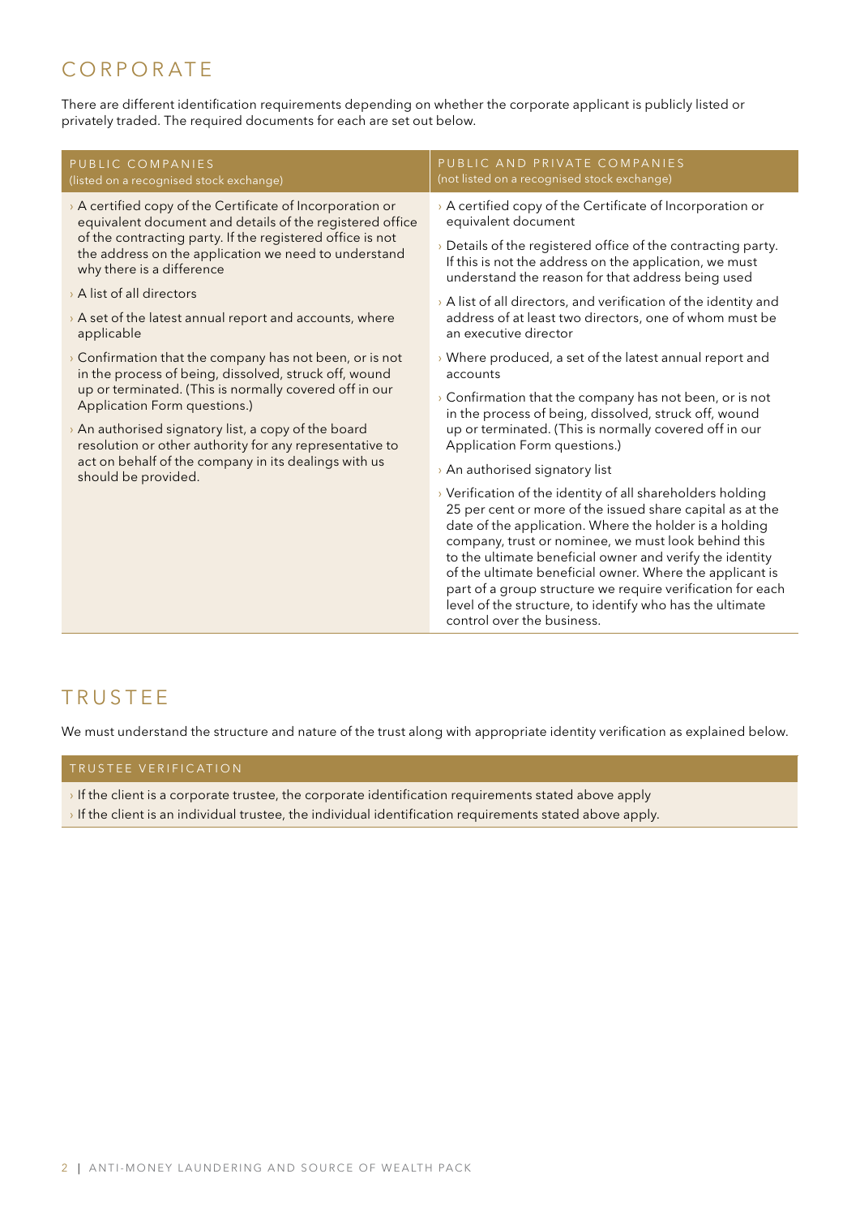## CORPORATE

There are different identification requirements depending on whether the corporate applicant is publicly listed or privately traded. The required documents for each are set out below.

| PUBLIC COMPANIES (listed on a recognised stock exchange) | PUBLIC AND PRIVATE COMPANIES (not listed on a recognised stock exchange) |
|---|---|
| › A certified copy of the Certificate of Incorporation or equivalent document and details of the registered office of the contracting party. If the registered office is not the address on the application we need to understand why there is a difference<br>› A list of all directors<br>› A set of the latest annual report and accounts, where applicable<br>› Confirmation that the company has not been, or is not in the process of being, dissolved, struck off, wound up or terminated. (This is normally covered off in our Application Form questions.)<br>› An authorised signatory list, a copy of the board resolution or other authority for any representative to act on behalf of the company in its dealings with us should be provided. | › A certified copy of the Certificate of Incorporation or equivalent document<br>› Details of the registered office of the contracting party. If this is not the address on the application, we must understand the reason for that address being used<br>› A list of all directors, and verification of the identity and address of at least two directors, one of whom must be an executive director<br>› Where produced, a set of the latest annual report and accounts<br>› Confirmation that the company has not been, or is not in the process of being, dissolved, struck off, wound up or terminated. (This is normally covered off in our Application Form questions.)<br>› An authorised signatory list<br>› Verification of the identity of all shareholders holding 25 per cent or more of the issued share capital as at the date of the application. Where the holder is a holding company, trust or nominee, we must look behind this to the ultimate beneficial owner and verify the identity of the ultimate beneficial owner. Where the applicant is part of a group structure we require verification for each level of the structure, to identify who has the ultimate control over the business. |

## TRUSTEE

We must understand the structure and nature of the trust along with appropriate identity verification as explained below.

| TRUSTEE VERIFICATION |
|---|
| › If the client is a corporate trustee, the corporate identification requirements stated above apply<br>› If the client is an individual trustee, the individual identification requirements stated above apply. |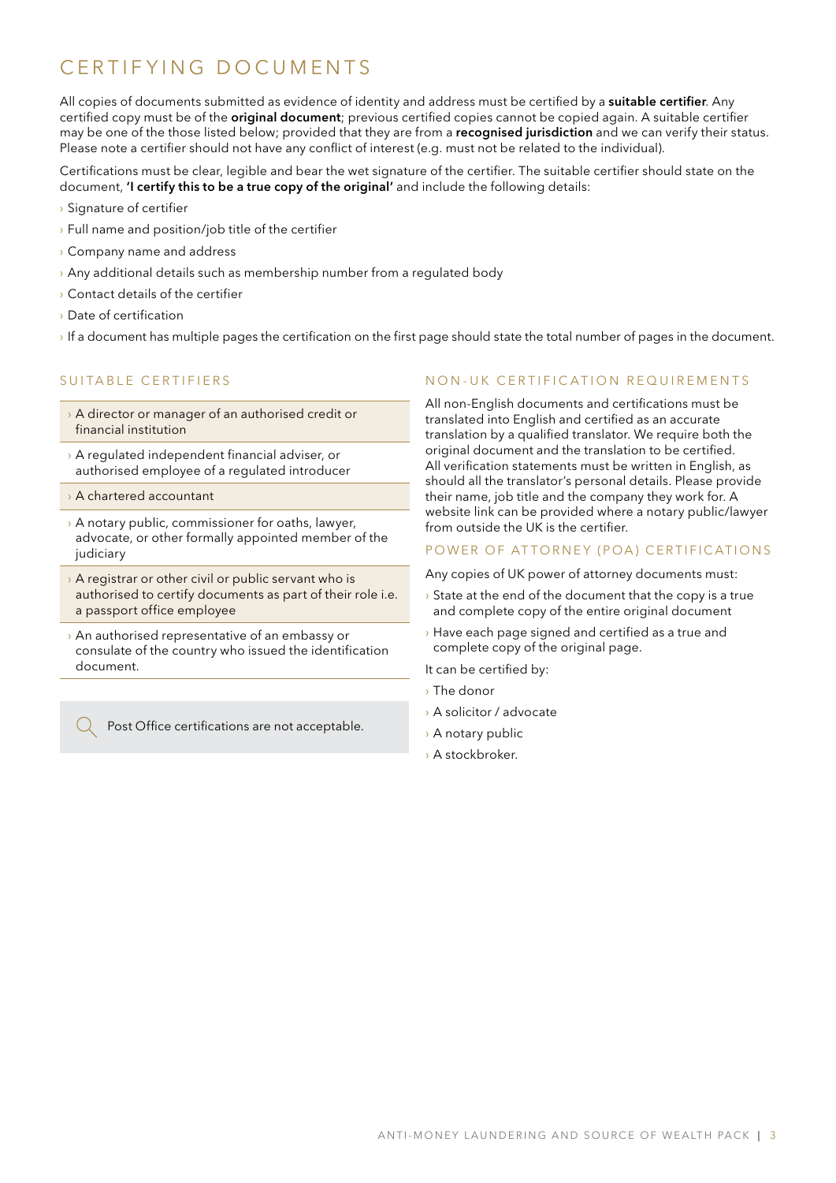# CERTIFYING DOCUMENTS

All copies of documents submitted as evidence of identity and address must be certified by a **suitable certifier**. Any certified copy must be of the **original document**; previous certified copies cannot be copied again. A suitable certifier may be one of the those listed below; provided that they are from a **recognised jurisdiction** and we can verify their status. Please note a certifier should not have any conflict of interest (e.g. must not be related to the individual).

Certifications must be clear, legible and bear the wet signature of the certifier. The suitable certifier should state on the document, **'I certify this to be a true copy of the original'** and include the following details:

- Signature of certifier
- Full name and position/job title of the certifier
- Company name and address
- Any additional details such as membership number from a regulated body
- Contact details of the certifier
- Date of certification
- If a document has multiple pages the certification on the first page should state the total number of pages in the document.

## SUITABLE CERTIFIERS

- A director or manager of an authorised credit or financial institution
- A regulated independent financial adviser, or authorised employee of a regulated introducer
- A chartered accountant
- A notary public, commissioner for oaths, lawyer, advocate, or other formally appointed member of the judiciary
- A registrar or other civil or public servant who is authorised to certify documents as part of their role i.e. a passport office employee
- An authorised representative of an embassy or consulate of the country who issued the identification document.

Post Office certifications are not acceptable.

## NON-UK CERTIFICATION REQUIREMENTS

All non-English documents and certifications must be translated into English and certified as an accurate translation by a qualified translator. We require both the original document and the translation to be certified. All verification statements must be written in English, as should all the translator's personal details. Please provide their name, job title and the company they work for. A website link can be provided where a notary public/lawyer from outside the UK is the certifier.

## POWER OF ATTORNEY (POA) CERTIFICATIONS

Any copies of UK power of attorney documents must:

- State at the end of the document that the copy is a true and complete copy of the entire original document
- Have each page signed and certified as a true and complete copy of the original page.

It can be certified by:

- The donor
- A solicitor / advocate
- A notary public
- A stockbroker.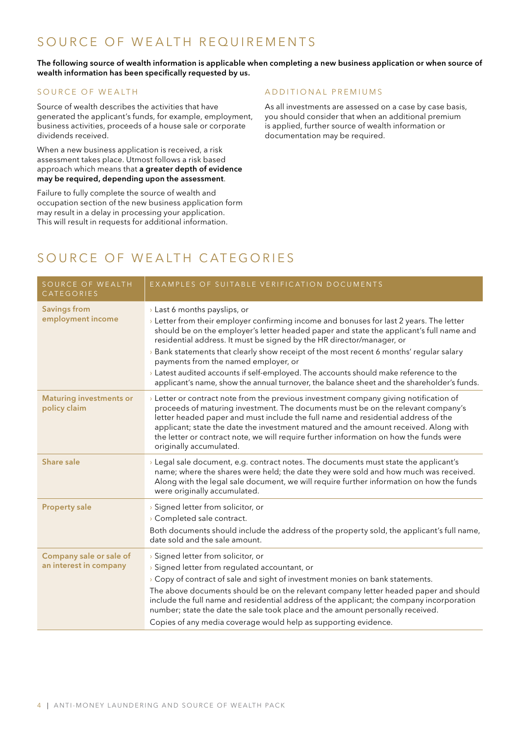# SOURCE OF WEALTH REQUIREMENTS

**The following source of wealth information is applicable when completing a new business application or when source of wealth information has been specifically requested by us.**

## SOURCE OF WEALTH

Source of wealth describes the activities that have generated the applicant's funds, for example, employment, business activities, proceeds of a house sale or corporate dividends received.

When a new business application is received, a risk assessment takes place. Utmost follows a risk based approach which means that **a greater depth of evidence may be required, depending upon the assessment**.

Failure to fully complete the source of wealth and occupation section of the new business application form may result in a delay in processing your application. This will result in requests for additional information.

## ADDITIONAL PREMIUMS

As all investments are assessed on a case by case basis, you should consider that when an additional premium is applied, further source of wealth information or documentation may be required.

# SOURCE OF WEALTH CATEGORIES

| SOURCE OF WEALTH CATEGORIES | EXAMPLES OF SUITABLE VERIFICATION DOCUMENTS |
|---|---|
| **Savings from employment income** | › Last 6 months payslips, or<br>› Letter from their employer confirming income and bonuses for last 2 years. The letter should be on the employer's letter headed paper and state the applicant's full name and residential address. It must be signed by the HR director/manager, or<br>› Bank statements that clearly show receipt of the most recent 6 months' regular salary payments from the named employer, or<br>› Latest audited accounts if self-employed. The accounts should make reference to the applicant's name, show the annual turnover, the balance sheet and the shareholder's funds. |
| **Maturing investments or policy claim** | › Letter or contract note from the previous investment company giving notification of proceeds of maturing investment. The documents must be on the relevant company's letter headed paper and must include the full name and residential address of the applicant; state the date the investment matured and the amount received. Along with the letter or contract note, we will require further information on how the funds were originally accumulated. |
| **Share sale** | › Legal sale document, e.g. contract notes. The documents must state the applicant's name; where the shares were held; the date they were sold and how much was received. Along with the legal sale document, we will require further information on how the funds were originally accumulated. |
| **Property sale** | › Signed letter from solicitor, or<br>› Completed sale contract.<br>Both documents should include the address of the property sold, the applicant's full name, date sold and the sale amount. |
| **Company sale or sale of an interest in company** | › Signed letter from solicitor, or<br>› Signed letter from regulated accountant, or<br>› Copy of contract of sale and sight of investment monies on bank statements.<br>The above documents should be on the relevant company letter headed paper and should include the full name and residential address of the applicant; the company incorporation number; state the date the sale took place and the amount personally received.<br>Copies of any media coverage would help as supporting evidence. |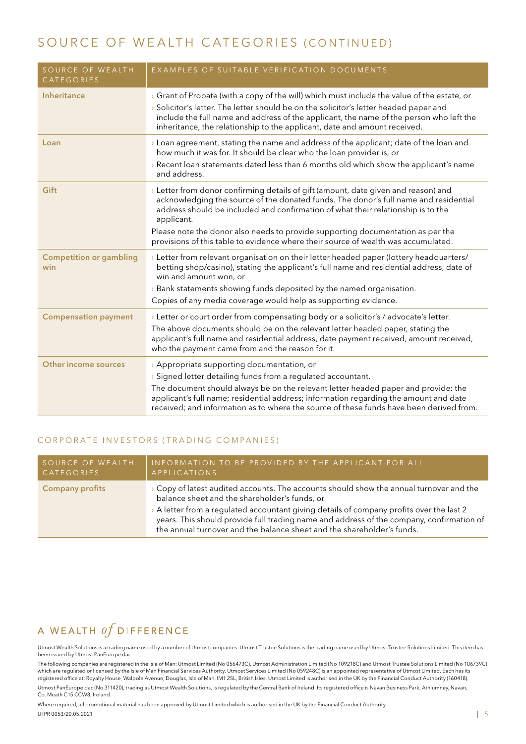## SOURCE OF WEALTH CATEGORIES (CONTINUED)

| SOURCE OF WEALTH CATEGORIES | EXAMPLES OF SUITABLE VERIFICATION DOCUMENTS |
|---|---|
| **Inheritance** | › Grant of Probate (with a copy of the will) which must include the value of the estate, or<br>› Solicitor's letter. The letter should be on the solicitor's letter headed paper and include the full name and address of the applicant, the name of the person who left the inheritance, the relationship to the applicant, date and amount received. |
| **Loan** | › Loan agreement, stating the name and address of the applicant; date of the loan and how much it was for. It should be clear who the loan provider is, or<br>› Recent loan statements dated less than 6 months old which show the applicant's name and address. |
| **Gift** | › Letter from donor confirming details of gift (amount, date given and reason) and acknowledging the source of the donated funds. The donor's full name and residential address should be included and confirmation of what their relationship is to the applicant.<br>Please note the donor also needs to provide supporting documentation as per the provisions of this table to evidence where their source of wealth was accumulated. |
| **Competition or gambling win** | › Letter from relevant organisation on their letter headed paper (lottery headquarters/ betting shop/casino), stating the applicant's full name and residential address, date of win and amount won, or<br>› Bank statements showing funds deposited by the named organisation.<br>Copies of any media coverage would help as supporting evidence. |
| **Compensation payment** | › Letter or court order from compensating body or a solicitor's / advocate's letter.<br>The above documents should be on the relevant letter headed paper, stating the applicant's full name and residential address, date payment received, amount received, who the payment came from and the reason for it. |
| **Other income sources** | › Appropriate supporting documentation, or<br>› Signed letter detailing funds from a regulated accountant.<br>The document should always be on the relevant letter headed paper and provide: the applicant's full name; residential address; information regarding the amount and date received; and information as to where the source of these funds have been derived from. |

### CORPORATE INVESTORS (TRADING COMPANIES)

| SOURCE OF WEALTH CATEGORIES | INFORMATION TO BE PROVIDED BY THE APPLICANT FOR ALL APPLICATIONS |
|---|---|
| **Company profits** | › Copy of latest audited accounts. The accounts should show the annual turnover and the balance sheet and the shareholder's funds, or<br>› A letter from a regulated accountant giving details of company profits over the last 2 years. This should provide full trading name and address of the company, confirmation of the annual turnover and the balance sheet and the shareholder's funds. |

A WEALTH *of* DIFFERENCE

Utmost Wealth Solutions is a trading name used by a number of Utmost companies. Utmost Trustee Solutions is the trading name used by Utmost Trustee Solutions Limited. This item has been issued by Utmost PanEurope dac.

The following companies are registered in the Isle of Man: Utmost Limited (No 056473C), Utmost Administration Limited (No 109218C) and Utmost Trustee Solutions Limited (No 106739C) which are regulated or licensed by the Isle of Man Financial Services Authority. Utmost Services Limited (No 059248C) is an appointed representative of Utmost Limited. Each has its registered office at: Royalty House, Walpole Avenue, Douglas, Isle of Man, IM1 2SL, British Isles. Utmost Limited is authorised in the UK by the Financial Conduct Authority (160418).

Utmost PanEurope dac (No 311420), trading as Utmost Wealth Solutions, is regulated by the Central Bank of Ireland. Its registered office is Navan Business Park, Athlumney, Navan, Co. Meath C15 CCW8, Ireland.

Where required, all promotional material has been approved by Utmost Limited which is authorised in the UK by the Financial Conduct Authority.

UI PR 0053/20.05.2021